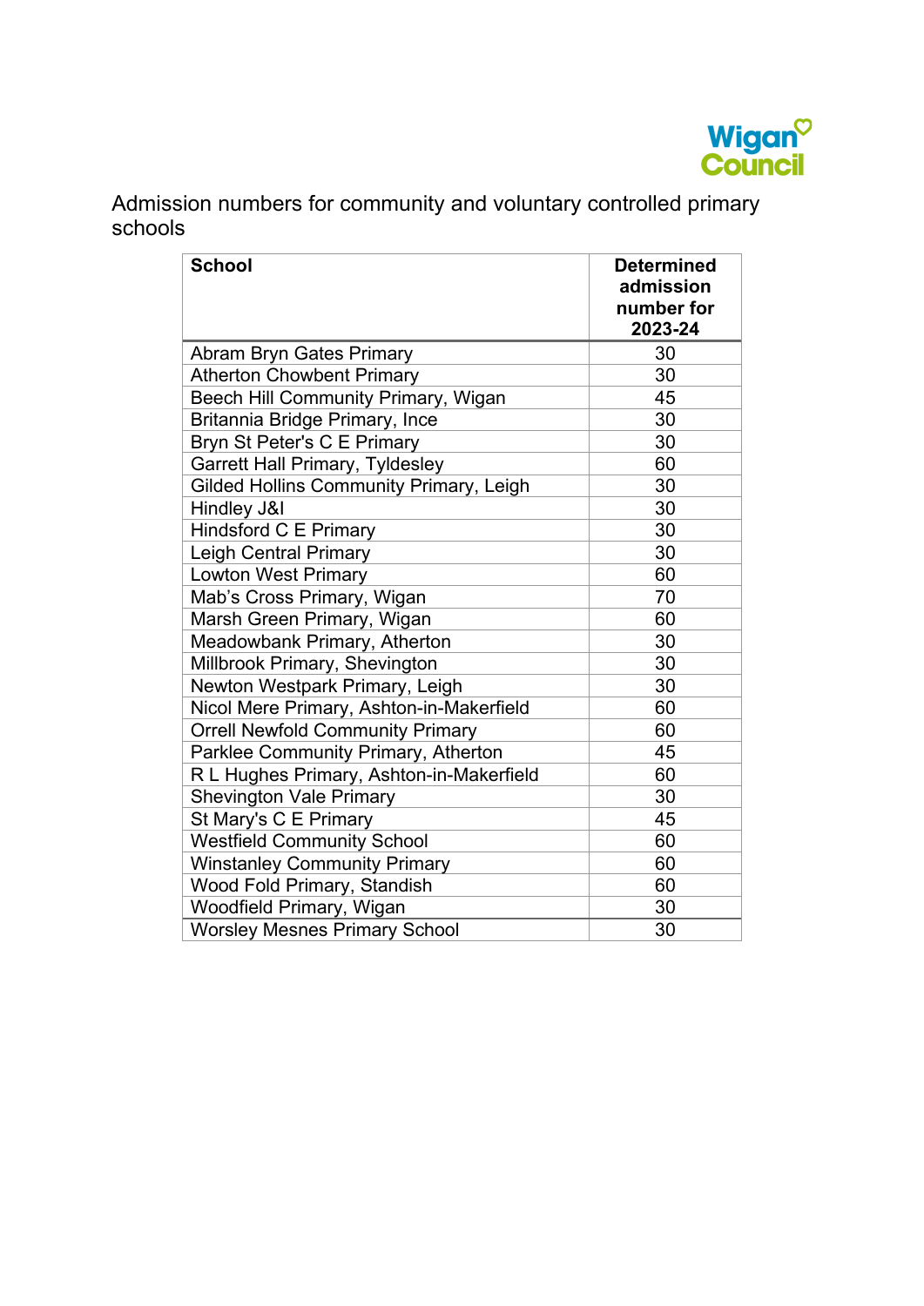Admission numbers for community and voluntary controlled primary schools

| School | Determined admission number for 2023-24 |
|---|---|
| Abram Bryn Gates Primary | 30 |
| Atherton Chowbent Primary | 30 |
| Beech Hill Community Primary, Wigan | 45 |
| Britannia Bridge Primary, Ince | 30 |
| Bryn St Peter's C E Primary | 30 |
| Garrett Hall Primary, Tyldesley | 60 |
| Gilded Hollins Community Primary, Leigh | 30 |
| Hindley J&I | 30 |
| Hindsford C E Primary | 30 |
| Leigh Central Primary | 30 |
| Lowton West Primary | 60 |
| Mab's Cross Primary, Wigan | 70 |
| Marsh Green Primary, Wigan | 60 |
| Meadowbank Primary, Atherton | 30 |
| Millbrook Primary, Shevington | 30 |
| Newton Westpark Primary, Leigh | 30 |
| Nicol Mere Primary, Ashton-in-Makerfield | 60 |
| Orrell Newfold Community Primary | 60 |
| Parklee Community Primary, Atherton | 45 |
| R L Hughes Primary, Ashton-in-Makerfield | 60 |
| Shevington Vale Primary | 30 |
| St Mary's C E Primary | 45 |
| Westfield Community School | 60 |
| Winstanley Community Primary | 60 |
| Wood Fold Primary, Standish | 60 |
| Woodfield Primary, Wigan | 30 |
| Worsley Mesnes Primary School | 30 |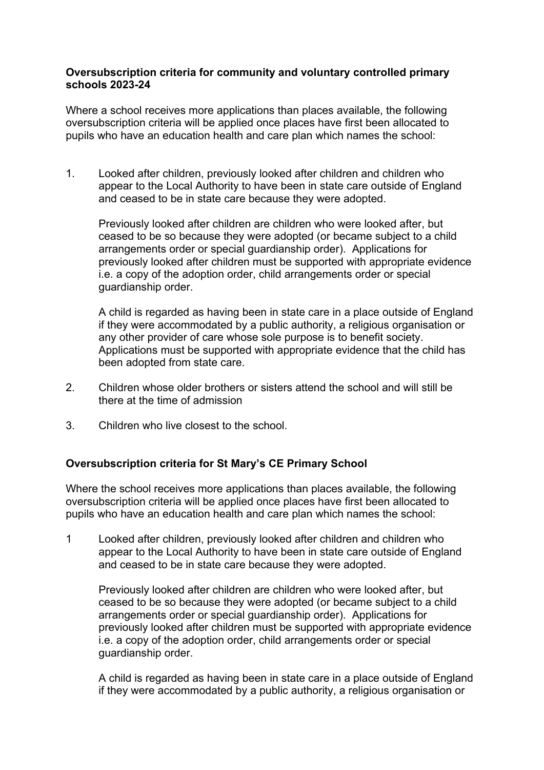**Oversubscription criteria for community and voluntary controlled primary schools 2023-24**

Where a school receives more applications than places available, the following oversubscription criteria will be applied once places have first been allocated to pupils who have an education health and care plan which names the school:

1. Looked after children, previously looked after children and children who appear to the Local Authority to have been in state care outside of England and ceased to be in state care because they were adopted.

   Previously looked after children are children who were looked after, but ceased to be so because they were adopted (or became subject to a child arrangements order or special guardianship order). Applications for previously looked after children must be supported with appropriate evidence i.e. a copy of the adoption order, child arrangements order or special guardianship order.

   A child is regarded as having been in state care in a place outside of England if they were accommodated by a public authority, a religious organisation or any other provider of care whose sole purpose is to benefit society. Applications must be supported with appropriate evidence that the child has been adopted from state care.

2. Children whose older brothers or sisters attend the school and will still be there at the time of admission

3. Children who live closest to the school.

**Oversubscription criteria for St Mary's CE Primary School**

Where the school receives more applications than places available, the following oversubscription criteria will be applied once places have first been allocated to pupils who have an education health and care plan which names the school:

1. Looked after children, previously looked after children and children who appear to the Local Authority to have been in state care outside of England and ceased to be in state care because they were adopted.

   Previously looked after children are children who were looked after, but ceased to be so because they were adopted (or became subject to a child arrangements order or special guardianship order). Applications for previously looked after children must be supported with appropriate evidence i.e. a copy of the adoption order, child arrangements order or special guardianship order.

   A child is regarded as having been in state care in a place outside of England if they were accommodated by a public authority, a religious organisation or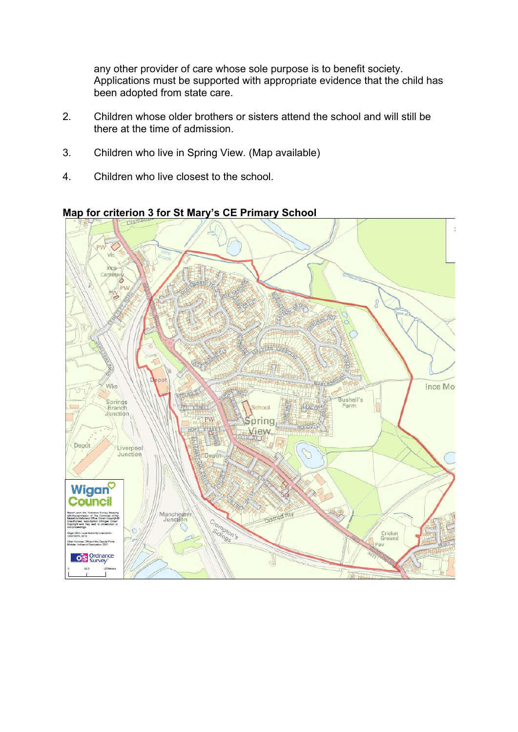any other provider of care whose sole purpose is to benefit society. Applications must be supported with appropriate evidence that the child has been adopted from state care.

2. Children whose older brothers or sisters attend the school and will still be there at the time of admission.

3. Children who live in Spring View. (Map available)

4. Children who live closest to the school.

**Map for criterion 3 for St Mary's CE Primary School**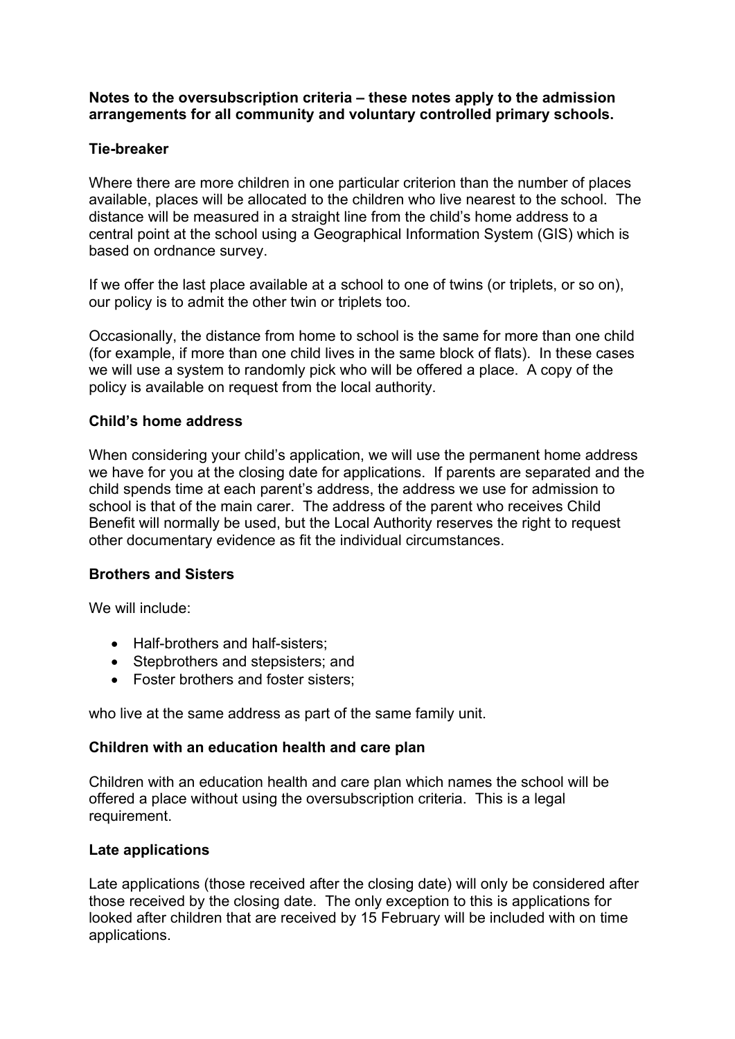**Notes to the oversubscription criteria – these notes apply to the admission arrangements for all community and voluntary controlled primary schools.**

**Tie-breaker**

Where there are more children in one particular criterion than the number of places available, places will be allocated to the children who live nearest to the school. The distance will be measured in a straight line from the child's home address to a central point at the school using a Geographical Information System (GIS) which is based on ordnance survey.

If we offer the last place available at a school to one of twins (or triplets, or so on), our policy is to admit the other twin or triplets too.

Occasionally, the distance from home to school is the same for more than one child (for example, if more than one child lives in the same block of flats). In these cases we will use a system to randomly pick who will be offered a place. A copy of the policy is available on request from the local authority.

**Child's home address**

When considering your child's application, we will use the permanent home address we have for you at the closing date for applications. If parents are separated and the child spends time at each parent's address, the address we use for admission to school is that of the main carer. The address of the parent who receives Child Benefit will normally be used, but the Local Authority reserves the right to request other documentary evidence as fit the individual circumstances.

**Brothers and Sisters**

We will include:

- Half-brothers and half-sisters;
- Stepbrothers and stepsisters; and
- Foster brothers and foster sisters;

who live at the same address as part of the same family unit.

**Children with an education health and care plan**

Children with an education health and care plan which names the school will be offered a place without using the oversubscription criteria. This is a legal requirement.

**Late applications**

Late applications (those received after the closing date) will only be considered after those received by the closing date. The only exception to this is applications for looked after children that are received by 15 February will be included with on time applications.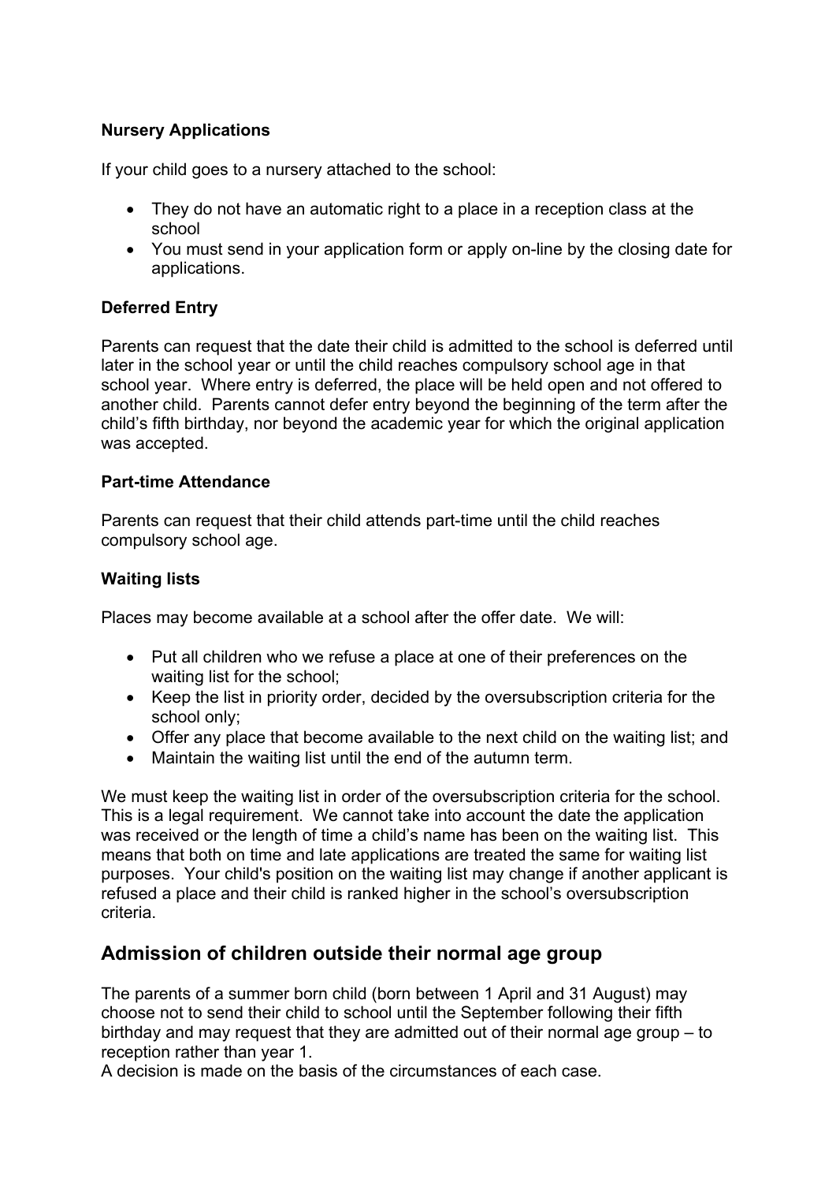**Nursery Applications**

If your child goes to a nursery attached to the school:

- They do not have an automatic right to a place in a reception class at the school
- You must send in your application form or apply on-line by the closing date for applications.

**Deferred Entry**

Parents can request that the date their child is admitted to the school is deferred until later in the school year or until the child reaches compulsory school age in that school year. Where entry is deferred, the place will be held open and not offered to another child. Parents cannot defer entry beyond the beginning of the term after the child's fifth birthday, nor beyond the academic year for which the original application was accepted.

**Part-time Attendance**

Parents can request that their child attends part-time until the child reaches compulsory school age.

**Waiting lists**

Places may become available at a school after the offer date. We will:

- Put all children who we refuse a place at one of their preferences on the waiting list for the school;
- Keep the list in priority order, decided by the oversubscription criteria for the school only;
- Offer any place that become available to the next child on the waiting list; and
- Maintain the waiting list until the end of the autumn term.

We must keep the waiting list in order of the oversubscription criteria for the school. This is a legal requirement. We cannot take into account the date the application was received or the length of time a child's name has been on the waiting list. This means that both on time and late applications are treated the same for waiting list purposes. Your child's position on the waiting list may change if another applicant is refused a place and their child is ranked higher in the school's oversubscription criteria.

## Admission of children outside their normal age group

The parents of a summer born child (born between 1 April and 31 August) may choose not to send their child to school until the September following their fifth birthday and may request that they are admitted out of their normal age group – to reception rather than year 1.
A decision is made on the basis of the circumstances of each case.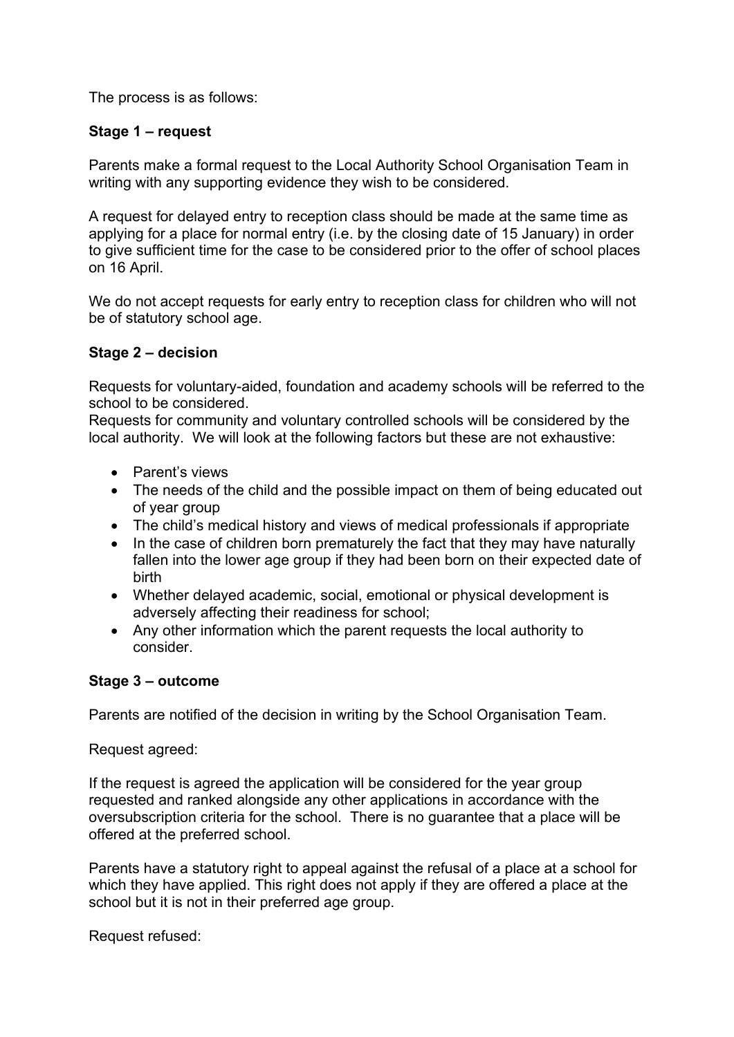The process is as follows:

**Stage 1 – request**

Parents make a formal request to the Local Authority School Organisation Team in writing with any supporting evidence they wish to be considered.

A request for delayed entry to reception class should be made at the same time as applying for a place for normal entry (i.e. by the closing date of 15 January) in order to give sufficient time for the case to be considered prior to the offer of school places on 16 April.

We do not accept requests for early entry to reception class for children who will not be of statutory school age.

**Stage 2 – decision**

Requests for voluntary-aided, foundation and academy schools will be referred to the school to be considered.
Requests for community and voluntary controlled schools will be considered by the local authority. We will look at the following factors but these are not exhaustive:

- Parent's views
- The needs of the child and the possible impact on them of being educated out of year group
- The child's medical history and views of medical professionals if appropriate
- In the case of children born prematurely the fact that they may have naturally fallen into the lower age group if they had been born on their expected date of birth
- Whether delayed academic, social, emotional or physical development is adversely affecting their readiness for school;
- Any other information which the parent requests the local authority to consider.

**Stage 3 – outcome**

Parents are notified of the decision in writing by the School Organisation Team.

Request agreed:

If the request is agreed the application will be considered for the year group requested and ranked alongside any other applications in accordance with the oversubscription criteria for the school. There is no guarantee that a place will be offered at the preferred school.

Parents have a statutory right to appeal against the refusal of a place at a school for which they have applied. This right does not apply if they are offered a place at the school but it is not in their preferred age group.

Request refused: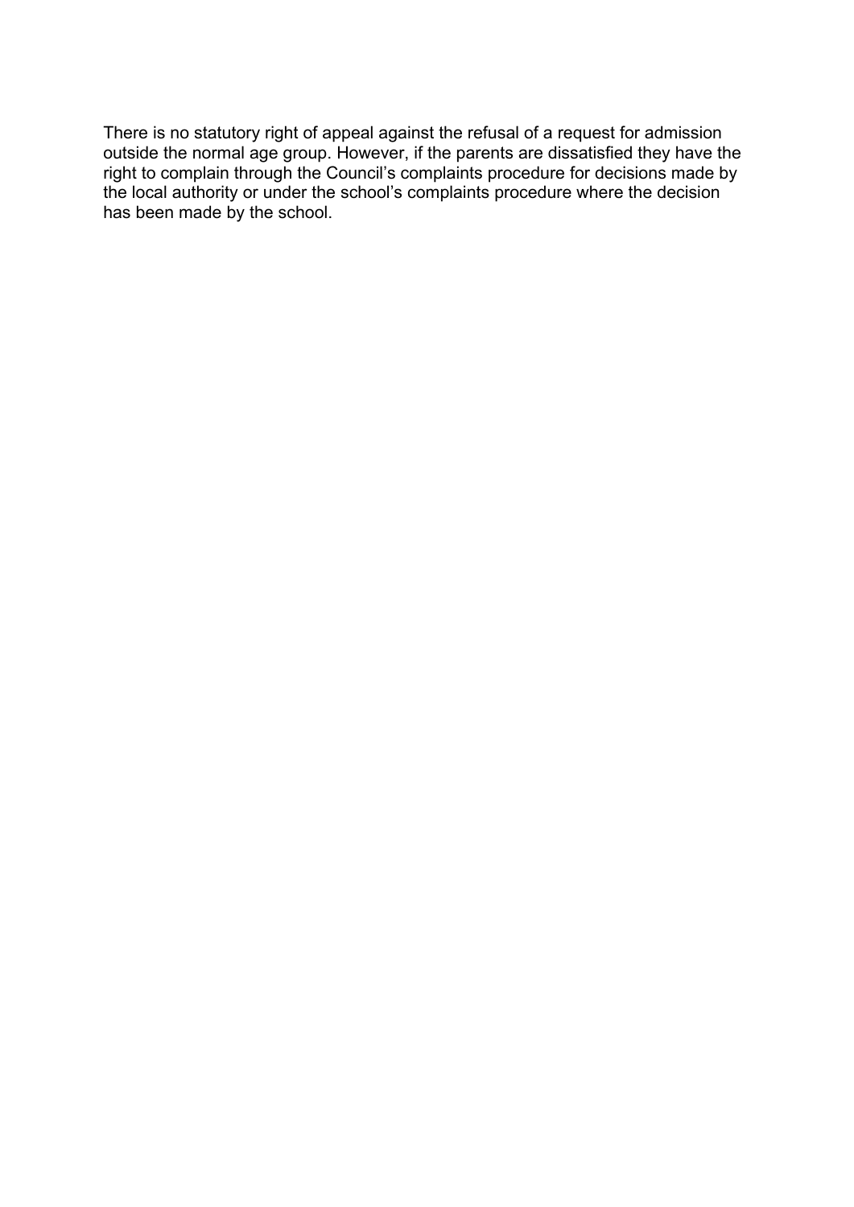There is no statutory right of appeal against the refusal of a request for admission outside the normal age group. However, if the parents are dissatisfied they have the right to complain through the Council's complaints procedure for decisions made by the local authority or under the school's complaints procedure where the decision has been made by the school.